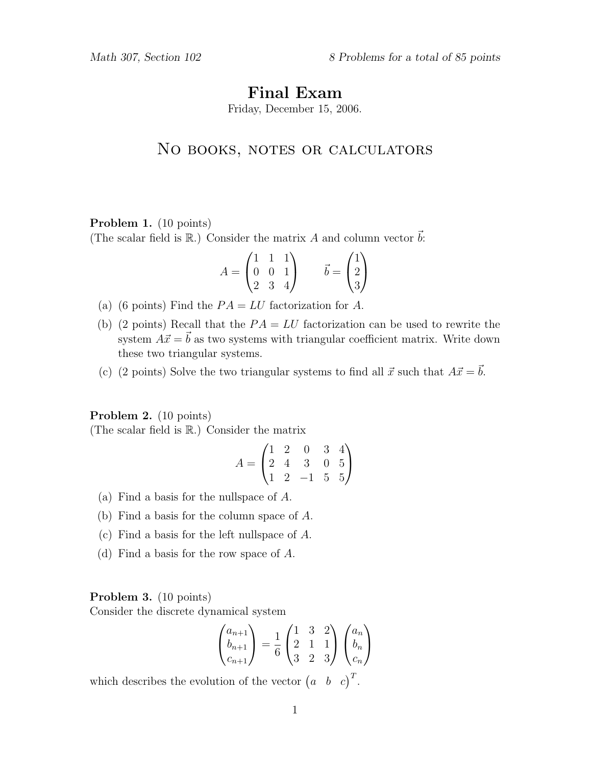*Math 307, Section 102* — *8 Problems for a total of 85 points*

# Final Exam

Friday, December 15, 2006.

## No books, notes or calculators

**Problem 1.** (10 points)
(The scalar field is $\mathbb{R}$.) Consider the matrix $A$ and column vector $\vec{b}$:

$$A = \begin{pmatrix} 1 & 1 & 1 \\ 0 & 0 & 1 \\ 2 & 3 & 4 \end{pmatrix} \qquad \vec{b} = \begin{pmatrix} 1 \\ 2 \\ 3 \end{pmatrix}$$

(a) (6 points) Find the $PA = LU$ factorization for $A$.

(b) (2 points) Recall that the $PA = LU$ factorization can be used to rewrite the system $A\vec{x} = \vec{b}$ as two systems with triangular coefficient matrix. Write down these two triangular systems.

(c) (2 points) Solve the two triangular systems to find all $\vec{x}$ such that $A\vec{x} = \vec{b}$.

**Problem 2.** (10 points)
(The scalar field is $\mathbb{R}$.) Consider the matrix

$$A = \begin{pmatrix} 1 & 2 & 0 & 3 & 4 \\ 2 & 4 & 3 & 0 & 5 \\ 1 & 2 & -1 & 5 & 5 \end{pmatrix}$$

(a) Find a basis for the nullspace of $A$.

(b) Find a basis for the column space of $A$.

(c) Find a basis for the left nullspace of $A$.

(d) Find a basis for the row space of $A$.

**Problem 3.** (10 points)
Consider the discrete dynamical system

$$\begin{pmatrix} a_{n+1} \\ b_{n+1} \\ c_{n+1} \end{pmatrix} = \frac{1}{6} \begin{pmatrix} 1 & 3 & 2 \\ 2 & 1 & 1 \\ 3 & 2 & 3 \end{pmatrix} \begin{pmatrix} a_n \\ b_n \\ c_n \end{pmatrix}$$

which describes the evolution of the vector $\begin{pmatrix} a & b & c \end{pmatrix}^T$.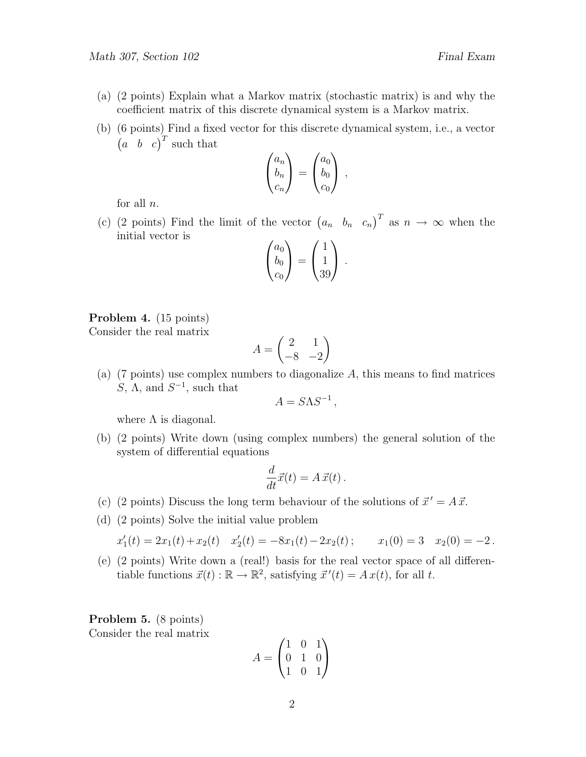(a) (2 points) Explain what a Markov matrix (stochastic matrix) is and why the coefficient matrix of this discrete dynamical system is a Markov matrix.

(b) (6 points) Find a fixed vector for this discrete dynamical system, i.e., a vector $\begin{pmatrix} a & b & c \end{pmatrix}^T$ such that

$$\begin{pmatrix} a_n \\ b_n \\ c_n \end{pmatrix} = \begin{pmatrix} a_0 \\ b_0 \\ c_0 \end{pmatrix} ,$$

for all $n$.

(c) (2 points) Find the limit of the vector $\begin{pmatrix} a_n & b_n & c_n \end{pmatrix}^T$ as $n \to \infty$ when the initial vector is

$$\begin{pmatrix} a_0 \\ b_0 \\ c_0 \end{pmatrix} = \begin{pmatrix} 1 \\ 1 \\ 39 \end{pmatrix} .$$

**Problem 4.** (15 points)
Consider the real matrix

$$A = \begin{pmatrix} 2 & 1 \\ -8 & -2 \end{pmatrix}$$

(a) (7 points) use complex numbers to diagonalize $A$, this means to find matrices $S$, $\Lambda$, and $S^{-1}$, such that

$$A = S\Lambda S^{-1} ,$$

where $\Lambda$ is diagonal.

(b) (2 points) Write down (using complex numbers) the general solution of the system of differential equations

$$\frac{d}{dt}\vec{x}(t) = A\,\vec{x}(t) .$$

(c) (2 points) Discuss the long term behaviour of the solutions of $\vec{x}\,' = A\,\vec{x}$.

(d) (2 points) Solve the initial value problem

$$x_1'(t) = 2x_1(t) + x_2(t) \quad x_2'(t) = -8x_1(t) - 2x_2(t) ; \qquad x_1(0) = 3 \quad x_2(0) = -2 .$$

(e) (2 points) Write down a (real!) basis for the real vector space of all differentiable functions $\vec{x}(t) : \mathbb{R} \to \mathbb{R}^2$, satisfying $\vec{x}\,'(t) = A\,x(t)$, for all $t$.

**Problem 5.** (8 points)
Consider the real matrix

$$A = \begin{pmatrix} 1 & 0 & 1 \\ 0 & 1 & 0 \\ 1 & 0 & 1 \end{pmatrix}$$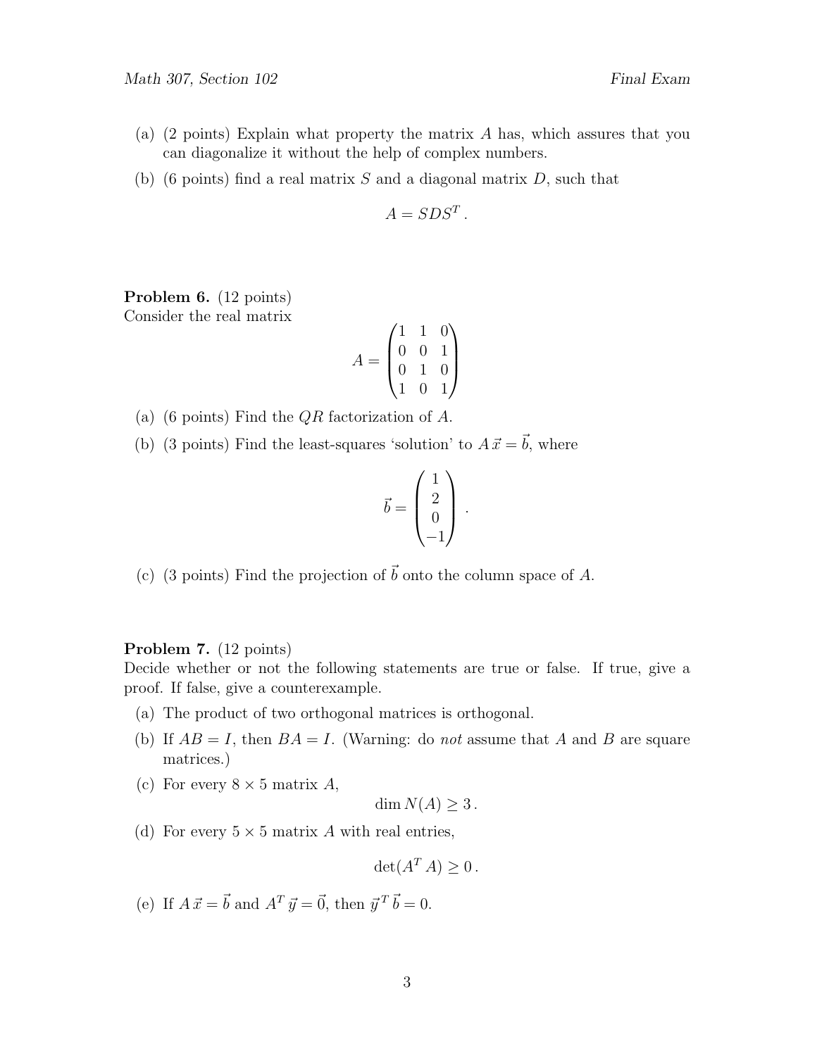(a) (2 points) Explain what property the matrix $A$ has, which assures that you can diagonalize it without the help of complex numbers.

(b) (6 points) find a real matrix $S$ and a diagonal matrix $D$, such that

$$A = SDS^T .$$

**Problem 6.** (12 points)
Consider the real matrix

$$A = \begin{pmatrix} 1 & 1 & 0 \\ 0 & 0 & 1 \\ 0 & 1 & 0 \\ 1 & 0 & 1 \end{pmatrix}$$

(a) (6 points) Find the $QR$ factorization of $A$.

(b) (3 points) Find the least-squares 'solution' to $A\,\vec{x} = \vec{b}$, where

$$\vec{b} = \begin{pmatrix} 1 \\ 2 \\ 0 \\ -1 \end{pmatrix} .$$

(c) (3 points) Find the projection of $\vec{b}$ onto the column space of $A$.

**Problem 7.** (12 points)
Decide whether or not the following statements are true or false. If true, give a proof. If false, give a counterexample.

(a) The product of two orthogonal matrices is orthogonal.

(b) If $AB = I$, then $BA = I$. (Warning: do *not* assume that $A$ and $B$ are square matrices.)

(c) For every $8 \times 5$ matrix $A$,

$$\dim N(A) \geq 3 .$$

(d) For every $5 \times 5$ matrix $A$ with real entries,

$$\det(A^T A) \geq 0 .$$

(e) If $A\,\vec{x} = \vec{b}$ and $A^T\,\vec{y} = \vec{0}$, then $\vec{y}^{\,T}\,\vec{b} = 0$.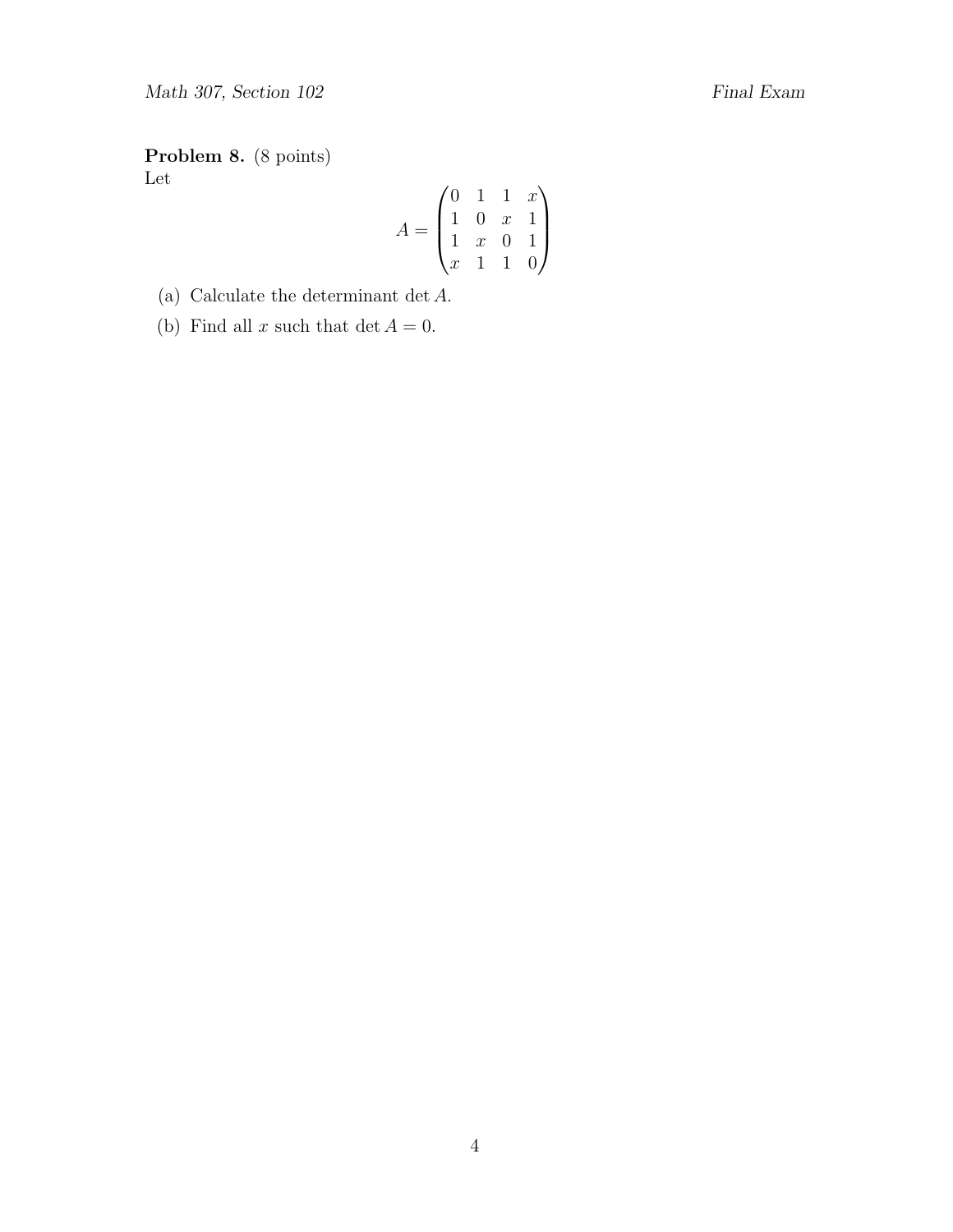**Problem 8.** (8 points)
Let

$$A = \begin{pmatrix} 0 & 1 & 1 & x \\ 1 & 0 & x & 1 \\ 1 & x & 0 & 1 \\ x & 1 & 1 & 0 \end{pmatrix}$$

(a) Calculate the determinant $\det A$.

(b) Find all $x$ such that $\det A = 0$.